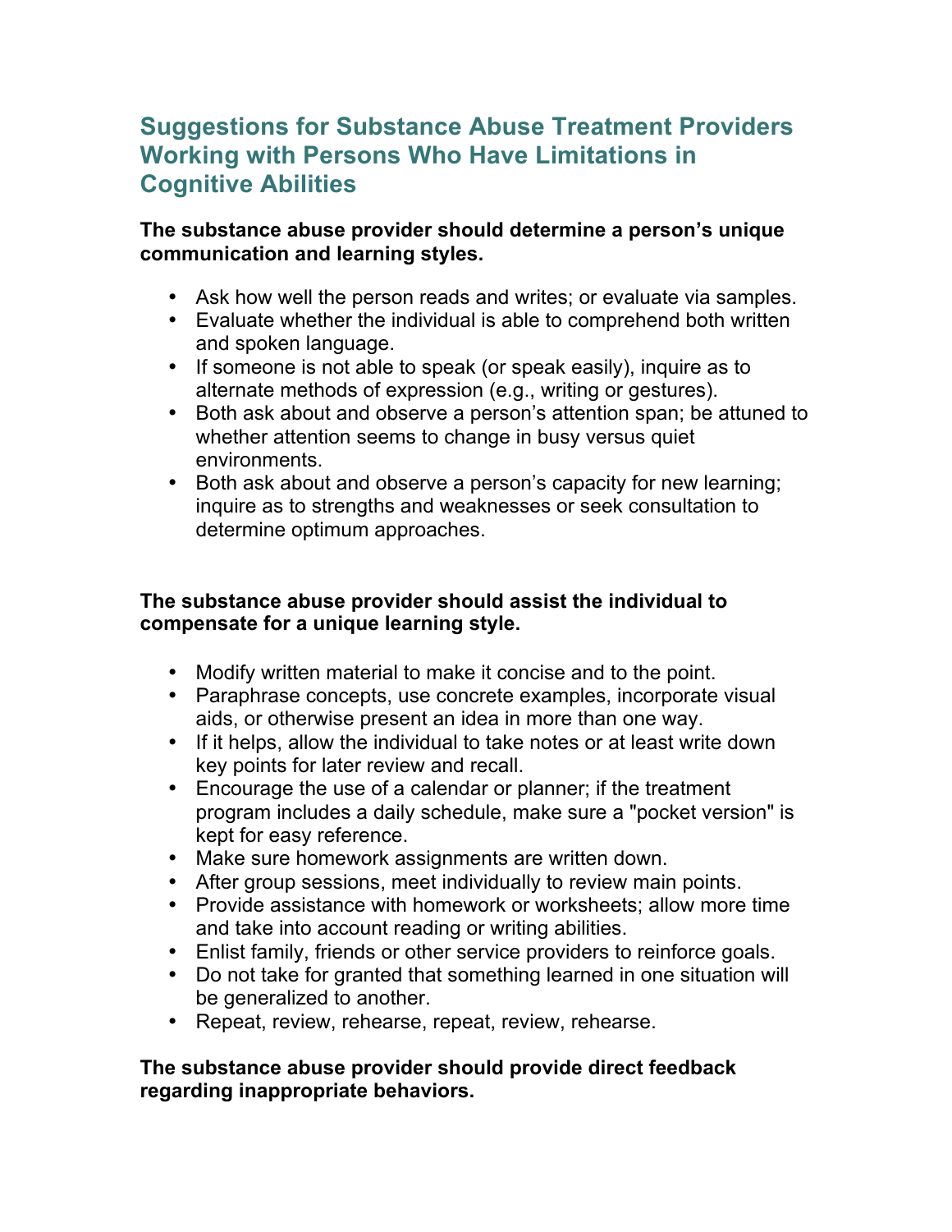# Suggestions for Substance Abuse Treatment Providers Working with Persons Who Have Limitations in Cognitive Abilities

**The substance abuse provider should determine a person's unique communication and learning styles.**

- Ask how well the person reads and writes; or evaluate via samples.
- Evaluate whether the individual is able to comprehend both written and spoken language.
- If someone is not able to speak (or speak easily), inquire as to alternate methods of expression (e.g., writing or gestures).
- Both ask about and observe a person's attention span; be attuned to whether attention seems to change in busy versus quiet environments.
- Both ask about and observe a person's capacity for new learning; inquire as to strengths and weaknesses or seek consultation to determine optimum approaches.

**The substance abuse provider should assist the individual to compensate for a unique learning style.**

- Modify written material to make it concise and to the point.
- Paraphrase concepts, use concrete examples, incorporate visual aids, or otherwise present an idea in more than one way.
- If it helps, allow the individual to take notes or at least write down key points for later review and recall.
- Encourage the use of a calendar or planner; if the treatment program includes a daily schedule, make sure a "pocket version" is kept for easy reference.
- Make sure homework assignments are written down.
- After group sessions, meet individually to review main points.
- Provide assistance with homework or worksheets; allow more time and take into account reading or writing abilities.
- Enlist family, friends or other service providers to reinforce goals.
- Do not take for granted that something learned in one situation will be generalized to another.
- Repeat, review, rehearse, repeat, review, rehearse.

**The substance abuse provider should provide direct feedback regarding inappropriate behaviors.**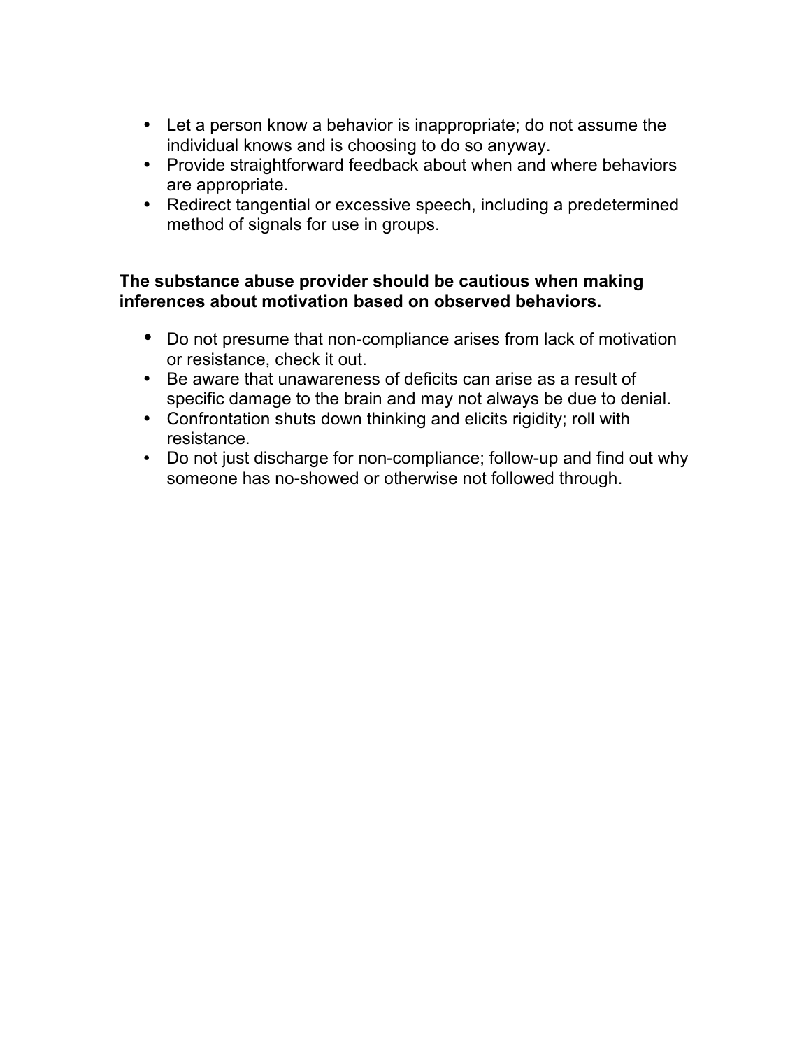- Let a person know a behavior is inappropriate; do not assume the individual knows and is choosing to do so anyway.
- Provide straightforward feedback about when and where behaviors are appropriate.
- Redirect tangential or excessive speech, including a predetermined method of signals for use in groups.

**The substance abuse provider should be cautious when making inferences about motivation based on observed behaviors.**

- Do not presume that non-compliance arises from lack of motivation or resistance, check it out.
- Be aware that unawareness of deficits can arise as a result of specific damage to the brain and may not always be due to denial.
- Confrontation shuts down thinking and elicits rigidity; roll with resistance.
- Do not just discharge for non-compliance; follow-up and find out why someone has no-showed or otherwise not followed through.